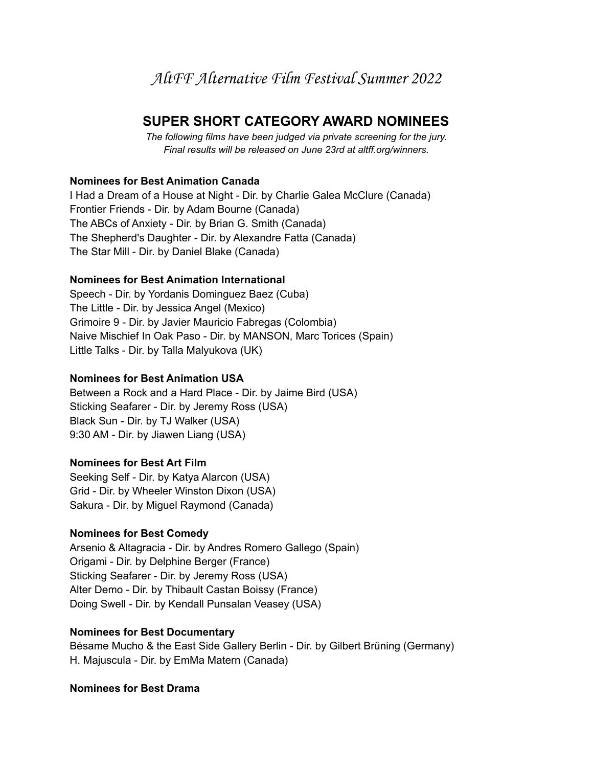# *AltFF Alternative Film Festival Summer 2022*

## SUPER SHORT CATEGORY AWARD NOMINEES

*The following films have been judged via private screening for the jury.*
*Final results will be released on June 23rd at altff.org/winners.*

**Nominees for Best Animation Canada**

I Had a Dream of a House at Night - Dir. by Charlie Galea McClure (Canada)
Frontier Friends - Dir. by Adam Bourne (Canada)
The ABCs of Anxiety - Dir. by Brian G. Smith (Canada)
The Shepherd's Daughter - Dir. by Alexandre Fatta (Canada)
The Star Mill - Dir. by Daniel Blake (Canada)

**Nominees for Best Animation International**

Speech - Dir. by Yordanis Dominguez Baez (Cuba)
The Little - Dir. by Jessica Angel (Mexico)
Grimoire 9 - Dir. by Javier Mauricio Fabregas (Colombia)
Naive Mischief In Oak Paso - Dir. by MANSON, Marc Torices (Spain)
Little Talks - Dir. by Talla Malyukova (UK)

**Nominees for Best Animation USA**

Between a Rock and a Hard Place - Dir. by Jaime Bird (USA)
Sticking Seafarer - Dir. by Jeremy Ross (USA)
Black Sun - Dir. by TJ Walker (USA)
9:30 AM - Dir. by Jiawen Liang (USA)

**Nominees for Best Art Film**

Seeking Self - Dir. by Katya Alarcon (USA)
Grid - Dir. by Wheeler Winston Dixon (USA)
Sakura - Dir. by Miguel Raymond (Canada)

**Nominees for Best Comedy**

Arsenio & Altagracia - Dir. by Andres Romero Gallego (Spain)
Origami - Dir. by Delphine Berger (France)
Sticking Seafarer - Dir. by Jeremy Ross (USA)
Alter Demo - Dir. by Thibault Castan Boissy (France)
Doing Swell - Dir. by Kendall Punsalan Veasey (USA)

**Nominees for Best Documentary**

Bésame Mucho & the East Side Gallery Berlin - Dir. by Gilbert Brüning (Germany)
H. Majuscula - Dir. by EmMa Matern (Canada)

**Nominees for Best Drama**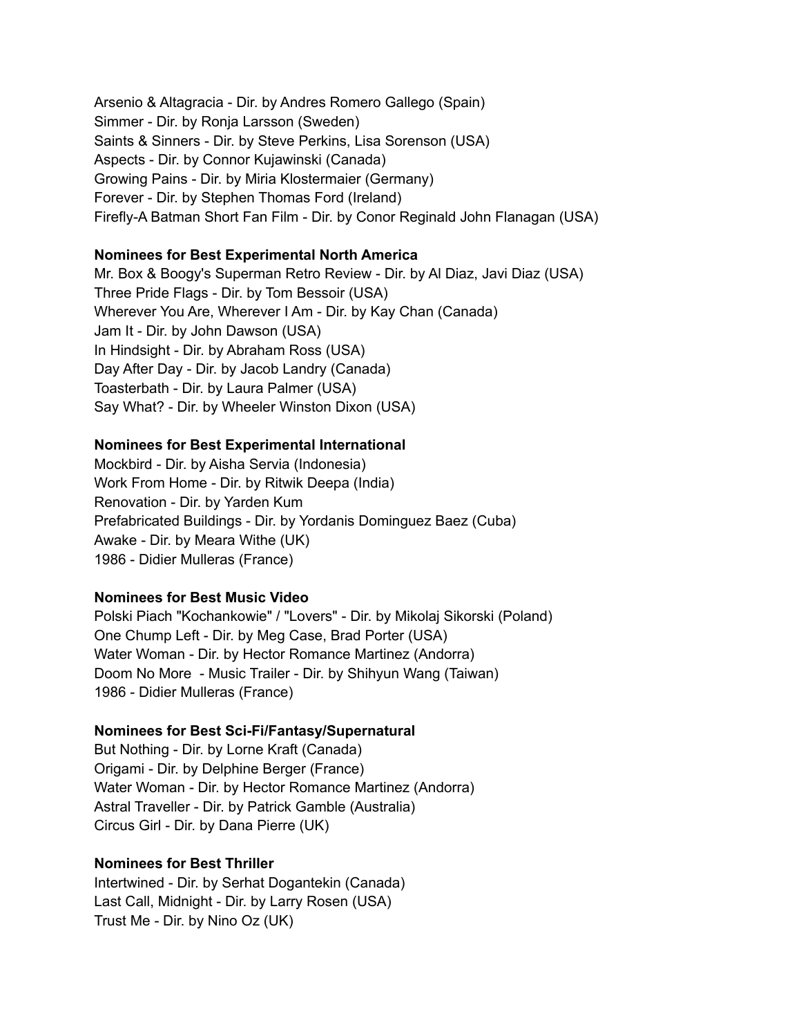Arsenio & Altagracia - Dir. by Andres Romero Gallego (Spain)
Simmer - Dir. by Ronja Larsson (Sweden)
Saints & Sinners - Dir. by Steve Perkins, Lisa Sorenson (USA)
Aspects - Dir. by Connor Kujawinski (Canada)
Growing Pains - Dir. by Miria Klostermaier (Germany)
Forever - Dir. by Stephen Thomas Ford (Ireland)
Firefly-A Batman Short Fan Film - Dir. by Conor Reginald John Flanagan (USA)

**Nominees for Best Experimental North America**
Mr. Box & Boogy's Superman Retro Review - Dir. by Al Diaz, Javi Diaz (USA)
Three Pride Flags - Dir. by Tom Bessoir (USA)
Wherever You Are, Wherever I Am - Dir. by Kay Chan (Canada)
Jam It - Dir. by John Dawson (USA)
In Hindsight - Dir. by Abraham Ross (USA)
Day After Day - Dir. by Jacob Landry (Canada)
Toasterbath - Dir. by Laura Palmer (USA)
Say What? - Dir. by Wheeler Winston Dixon (USA)

**Nominees for Best Experimental International**
Mockbird - Dir. by Aisha Servia (Indonesia)
Work From Home - Dir. by Ritwik Deepa (India)
Renovation - Dir. by Yarden Kum
Prefabricated Buildings - Dir. by Yordanis Dominguez Baez (Cuba)
Awake - Dir. by Meara Withe (UK)
1986 - Didier Mulleras (France)

**Nominees for Best Music Video**
Polski Piach "Kochankowie" / "Lovers" - Dir. by Mikolaj Sikorski (Poland)
One Chump Left - Dir. by Meg Case, Brad Porter (USA)
Water Woman - Dir. by Hector Romance Martinez (Andorra)
Doom No More - Music Trailer - Dir. by Shihyun Wang (Taiwan)
1986 - Didier Mulleras (France)

**Nominees for Best Sci-Fi/Fantasy/Supernatural**
But Nothing - Dir. by Lorne Kraft (Canada)
Origami - Dir. by Delphine Berger (France)
Water Woman - Dir. by Hector Romance Martinez (Andorra)
Astral Traveller - Dir. by Patrick Gamble (Australia)
Circus Girl - Dir. by Dana Pierre (UK)

**Nominees for Best Thriller**
Intertwined - Dir. by Serhat Dogantekin (Canada)
Last Call, Midnight - Dir. by Larry Rosen (USA)
Trust Me - Dir. by Nino Oz (UK)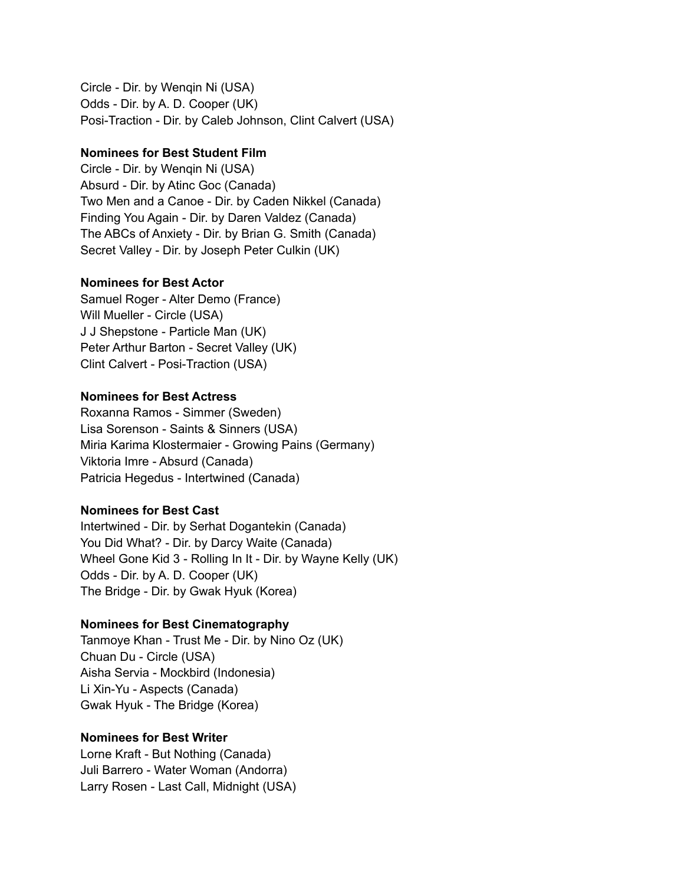Circle - Dir. by Wenqin Ni (USA)
Odds - Dir. by A. D. Cooper (UK)
Posi-Traction - Dir. by Caleb Johnson, Clint Calvert (USA)

**Nominees for Best Student Film**
Circle - Dir. by Wenqin Ni (USA)
Absurd - Dir. by Atinc Goc (Canada)
Two Men and a Canoe - Dir. by Caden Nikkel (Canada)
Finding You Again - Dir. by Daren Valdez (Canada)
The ABCs of Anxiety - Dir. by Brian G. Smith (Canada)
Secret Valley - Dir. by Joseph Peter Culkin (UK)

**Nominees for Best Actor**
Samuel Roger - Alter Demo (France)
Will Mueller - Circle (USA)
J J Shepstone - Particle Man (UK)
Peter Arthur Barton - Secret Valley (UK)
Clint Calvert - Posi-Traction (USA)

**Nominees for Best Actress**
Roxanna Ramos - Simmer (Sweden)
Lisa Sorenson - Saints & Sinners (USA)
Miria Karima Klostermaier - Growing Pains (Germany)
Viktoria Imre - Absurd (Canada)
Patricia Hegedus - Intertwined (Canada)

**Nominees for Best Cast**
Intertwined - Dir. by Serhat Dogantekin (Canada)
You Did What? - Dir. by Darcy Waite (Canada)
Wheel Gone Kid 3 - Rolling In It - Dir. by Wayne Kelly (UK)
Odds - Dir. by A. D. Cooper (UK)
The Bridge - Dir. by Gwak Hyuk (Korea)

**Nominees for Best Cinematography**
Tanmoye Khan - Trust Me - Dir. by Nino Oz (UK)
Chuan Du - Circle (USA)
Aisha Servia - Mockbird (Indonesia)
Li Xin-Yu - Aspects (Canada)
Gwak Hyuk - The Bridge (Korea)

**Nominees for Best Writer**
Lorne Kraft - But Nothing (Canada)
Juli Barrero - Water Woman (Andorra)
Larry Rosen - Last Call, Midnight (USA)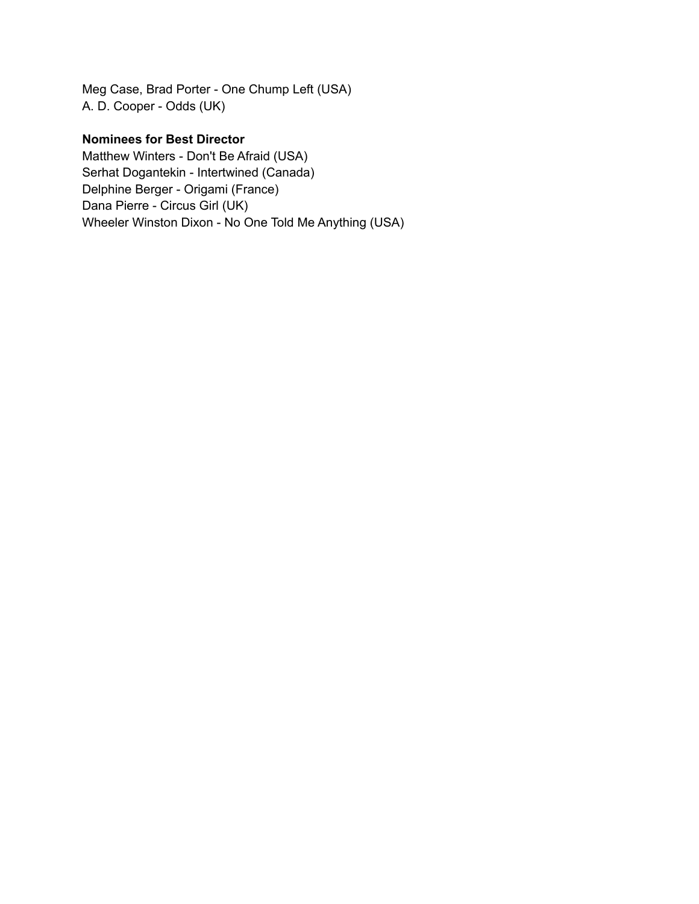Meg Case, Brad Porter - One Chump Left (USA)
A. D. Cooper - Odds (UK)

**Nominees for Best Director**
Matthew Winters - Don't Be Afraid (USA)
Serhat Dogantekin - Intertwined (Canada)
Delphine Berger - Origami (France)
Dana Pierre - Circus Girl (UK)
Wheeler Winston Dixon - No One Told Me Anything (USA)